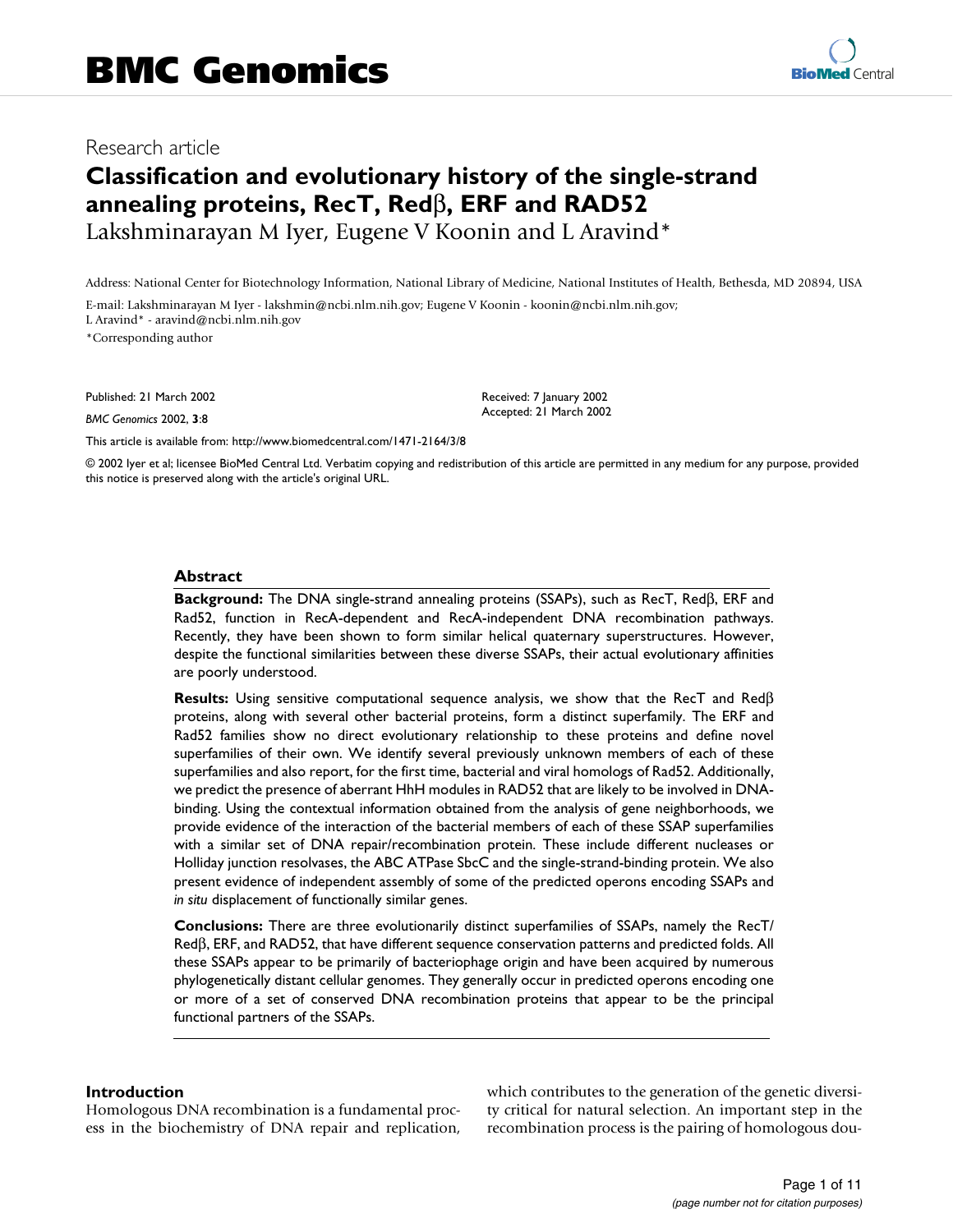# BMC Genomics

Research article

## Classification and evolutionary history of the single-strand annealing proteins, RecT, Redβ, ERF and RAD52

Lakshminarayan M Iyer, Eugene V Koonin and L Aravind*

Address: National Center for Biotechnology Information, National Library of Medicine, National Institutes of Health, Bethesda, MD 20894, USA

E-mail: Lakshminarayan M Iyer - lakshmin@ncbi.nlm.nih.gov; Eugene V Koonin - koonin@ncbi.nlm.nih.gov; L Aravind* - aravind@ncbi.nlm.nih.gov

*Corresponding author

Published: 21 March 2002

*BMC Genomics* 2002, **3**:8

Received: 7 January 2002
Accepted: 21 March 2002

This article is available from: http://www.biomedcentral.com/1471-2164/3/8

© 2002 Iyer et al; licensee BioMed Central Ltd. Verbatim copying and redistribution of this article are permitted in any medium for any purpose, provided this notice is preserved along with the article's original URL.

### Abstract

**Background:** The DNA single-strand annealing proteins (SSAPs), such as RecT, Redβ, ERF and Rad52, function in RecA-dependent and RecA-independent DNA recombination pathways. Recently, they have been shown to form similar helical quaternary superstructures. However, despite the functional similarities between these diverse SSAPs, their actual evolutionary affinities are poorly understood.

**Results:** Using sensitive computational sequence analysis, we show that the RecT and Redβ proteins, along with several other bacterial proteins, form a distinct superfamily. The ERF and Rad52 families show no direct evolutionary relationship to these proteins and define novel superfamilies of their own. We identify several previously unknown members of each of these superfamilies and also report, for the first time, bacterial and viral homologs of Rad52. Additionally, we predict the presence of aberrant HhH modules in RAD52 that are likely to be involved in DNA-binding. Using the contextual information obtained from the analysis of gene neighborhoods, we provide evidence of the interaction of the bacterial members of each of these SSAP superfamilies with a similar set of DNA repair/recombination protein. These include different nucleases or Holliday junction resolvases, the ABC ATPase SbcC and the single-strand-binding protein. We also present evidence of independent assembly of some of the predicted operons encoding SSAPs and *in situ* displacement of functionally similar genes.

**Conclusions:** There are three evolutionarily distinct superfamilies of SSAPs, namely the RecT/Redβ, ERF, and RAD52, that have different sequence conservation patterns and predicted folds. All these SSAPs appear to be primarily of bacteriophage origin and have been acquired by numerous phylogenetically distant cellular genomes. They generally occur in predicted operons encoding one or more of a set of conserved DNA recombination proteins that appear to be the principal functional partners of the SSAPs.

### Introduction

Homologous DNA recombination is a fundamental process in the biochemistry of DNA repair and replication, which contributes to the generation of the genetic diversity critical for natural selection. An important step in the recombination process is the pairing of homologous dou-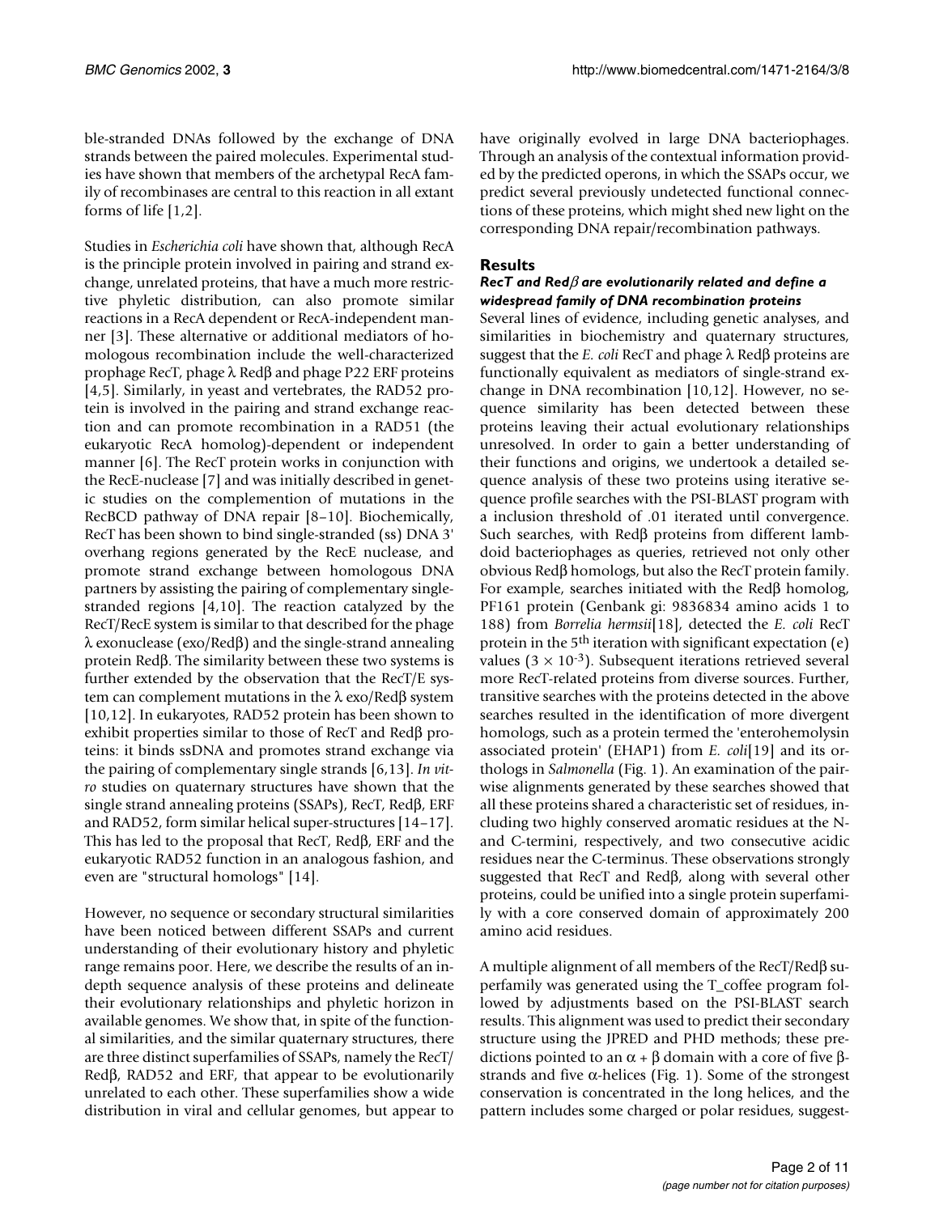ble-stranded DNAs followed by the exchange of DNA strands between the paired molecules. Experimental studies have shown that members of the archetypal RecA family of recombinases are central to this reaction in all extant forms of life [1,2].

Studies in *Escherichia coli* have shown that, although RecA is the principle protein involved in pairing and strand exchange, unrelated proteins, that have a much more restrictive phyletic distribution, can also promote similar reactions in a RecA dependent or RecA-independent manner [3]. These alternative or additional mediators of homologous recombination include the well-characterized prophage RecT, phage λ Redβ and phage P22 ERF proteins [4,5]. Similarly, in yeast and vertebrates, the RAD52 protein is involved in the pairing and strand exchange reaction and can promote recombination in a RAD51 (the eukaryotic RecA homolog)-dependent or independent manner [6]. The RecT protein works in conjunction with the RecE-nuclease [7] and was initially described in genetic studies on the complementation of mutations in the RecBCD pathway of DNA repair [8–10]. Biochemically, RecT has been shown to bind single-stranded (ss) DNA 3' overhang regions generated by the RecE nuclease, and promote strand exchange between homologous DNA partners by assisting the pairing of complementary single-stranded regions [4,10]. The reaction catalyzed by the RecT/RecE system is similar to that described for the phage λ exonuclease (exo/Redβ) and the single-strand annealing protein Redβ. The similarity between these two systems is further extended by the observation that the RecT/E system can complement mutations in the λ exo/Redβ system [10,12]. In eukaryotes, RAD52 protein has been shown to exhibit properties similar to those of RecT and Redβ proteins: it binds ssDNA and promotes strand exchange via the pairing of complementary single strands [6,13]. *In vitro* studies on quaternary structures have shown that the single strand annealing proteins (SSAPs), RecT, Redβ, ERF and RAD52, form similar helical super-structures [14–17]. This has led to the proposal that RecT, Redβ, ERF and the eukaryotic RAD52 function in an analogous fashion, and even are "structural homologs" [14].

However, no sequence or secondary structural similarities have been noticed between different SSAPs and current understanding of their evolutionary history and phyletic range remains poor. Here, we describe the results of an in-depth sequence analysis of these proteins and delineate their evolutionary relationships and phyletic horizon in available genomes. We show that, in spite of the functional similarities, and the similar quaternary structures, there are three distinct superfamilies of SSAPs, namely the RecT/Redβ, RAD52 and ERF, that appear to be evolutionarily unrelated to each other. These superfamilies show a wide distribution in viral and cellular genomes, but appear to have originally evolved in large DNA bacteriophages. Through an analysis of the contextual information provided by the predicted operons, in which the SSAPs occur, we predict several previously undetected functional connections of these proteins, which might shed new light on the corresponding DNA repair/recombination pathways.

## Results

### *RecT and Redβ are evolutionarily related and define a widespread family of DNA recombination proteins*

Several lines of evidence, including genetic analyses, and similarities in biochemistry and quaternary structures, suggest that the *E. coli* RecT and phage λ Redβ proteins are functionally equivalent as mediators of single-strand exchange in DNA recombination [10,12]. However, no sequence similarity has been detected between these proteins leaving their actual evolutionary relationships unresolved. In order to gain a better understanding of their functions and origins, we undertook a detailed sequence analysis of these two proteins using iterative sequence profile searches with the PSI-BLAST program with a inclusion threshold of .01 iterated until convergence. Such searches, with Redβ proteins from different lambdoid bacteriophages as queries, retrieved not only other obvious Redβ homologs, but also the RecT protein family. For example, searches initiated with the Redβ homolog, PF161 protein (Genbank gi: 9836834 amino acids 1 to 188) from *Borrelia hermsii*[18], detected the *E. coli* RecT protein in the 5[th] iteration with significant expectation (e) values ($3 \times 10^{-3}$). Subsequent iterations retrieved several more RecT-related proteins from diverse sources. Further, transitive searches with the proteins detected in the above searches resulted in the identification of more divergent homologs, such as a protein termed the 'enterohemolysin associated protein' (EHAP1) from *E. coli*[19] and its orthologs in *Salmonella* (Fig. 1). An examination of the pairwise alignments generated by these searches showed that all these proteins shared a characteristic set of residues, including two highly conserved aromatic residues at the N- and C-termini, respectively, and two consecutive acidic residues near the C-terminus. These observations strongly suggested that RecT and Redβ, along with several other proteins, could be unified into a single protein superfamily with a core conserved domain of approximately 200 amino acid residues.

A multiple alignment of all members of the RecT/Redβ superfamily was generated using the T_coffee program followed by adjustments based on the PSI-BLAST search results. This alignment was used to predict their secondary structure using the JPRED and PHD methods; these predictions pointed to an α + β domain with a core of five β-strands and five α-helices (Fig. 1). Some of the strongest conservation is concentrated in the long helices, and the pattern includes some charged or polar residues, suggest-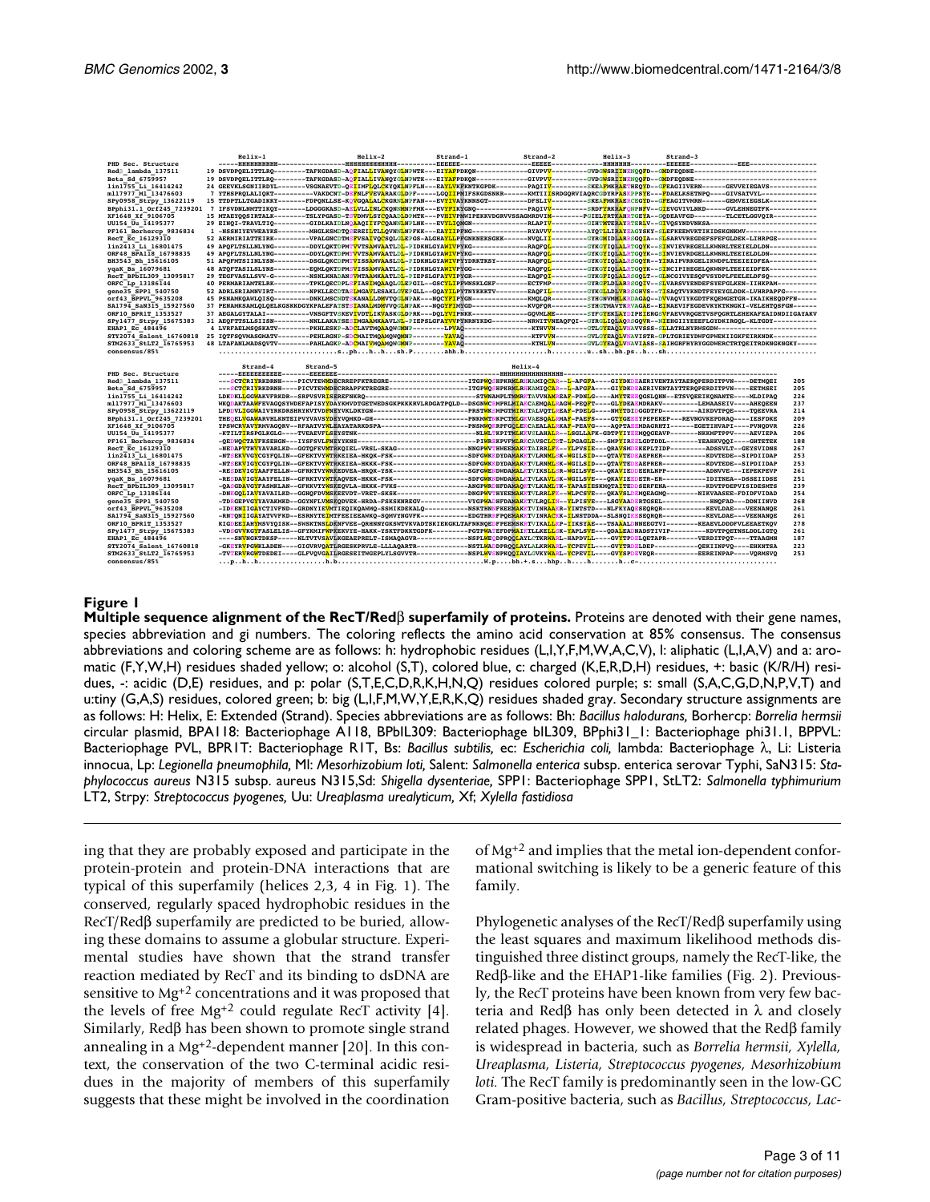**Figure 1**

**Multiple sequence alignment of the RecT/Redβ superfamily of proteins.** Proteins are denoted with their gene names, species abbreviation and gi numbers. The coloring reflects the amino acid conservation at 85% consensus. The consensus abbreviations and coloring scheme are as follows: h: hydrophobic residues (L,I,Y,F,M,W,A,C,V), l: aliphatic (L,I,A,V) and a: aromatic (F,Y,W,H) residues shaded yellow; o: alcohol (S,T), colored blue, c: charged (K,E,R,D,H) residues, +: basic (K/R/H) residues, -: acidic (D,E) residues, and p: polar (S,T,E,C,D,R,K,H,N,Q) residues colored purple; s: small (S,A,C,G,D,N,P,V,T) and u:tiny (G,A,S) residues, colored green; b: big (L,I,F,M,W,Y,E,R,K,Q) residues shaded gray. Secondary structure assignments are as follows: H: Helix, E: Extended (Strand). Species abbreviations are as follows: Bh: *Bacillus halodurans,* Borhercp: *Borrelia hermsii* circular plasmid, BPA118: Bacteriophage A118, BPbIL309: Bacteriophage bIL309, BPphi31_1: Bacteriophage phi31.1, BPPVL: Bacteriophage PVL, BPR1T: Bacteriophage R1T, Bs: *Bacillus subtilis,* ec: *Escherichia coli,* lambda: Bacteriophage λ, Li: Listeria innocua, Lp: *Legionella pneumophila,* Ml: *Mesorhizobium loti,* Salent: *Salmonella enterica* subsp. enterica serovar Typhi, SaN315: *Staphylococcus aureus* N315 subsp. aureus N315,Sd: *Shigella dysenteriae,* SPP1: Bacteriophage SPP1, StLT2: *Salmonella typhimurium* LT2, Strpy: *Streptococcus pyogenes,* Uu: *Ureaplasma urealyticum,* Xf; *Xylella fastidiosa*

ing that they are probably exposed and participate in the protein-protein and protein-DNA interactions that are typical of this superfamily (helices 2,3, 4 in Fig. 1). The conserved, regularly spaced hydrophobic residues in the RecT/Redβ superfamily are predicted to be buried, allowing these domains to assume a globular structure. Experimental studies have shown that the strand transfer reaction mediated by RecT and its binding to dsDNA are sensitive to $Mg^{+2}$ concentrations and it was proposed that the levels of free $Mg^{+2}$ could regulate RecT activity [4]. Similarly, Redβ has been shown to promote single strand annealing in a $Mg^{+2}$-dependent manner [20]. In this context, the conservation of the two C-terminal acidic residues in the majority of members of this superfamily suggests that these might be involved in the coordination of $Mg^{+2}$ and implies that the metal ion-dependent conformational switching is likely to be a generic feature of this family.

Phylogenetic analyses of the RecT/Redβ superfamily using the least squares and maximum likelihood methods distinguished three distinct groups, namely the RecT-like, the Redβ-like and the EHAP1-like families (Fig. 2). Previously, the RecT proteins have been known from very few bacteria and Redβ has only been detected in λ and closely related phages. However, we showed that the Redβ family is widespread in bacteria, such as *Borrelia hermsii, Xylella, Ureaplasma, Listeria, Streptococcus pyogenes, Mesorhizobium loti.* The RecT family is predominantly seen in the low-GC Gram-positive bacteria, such as *Bacillus, Streptococcus, Lac-*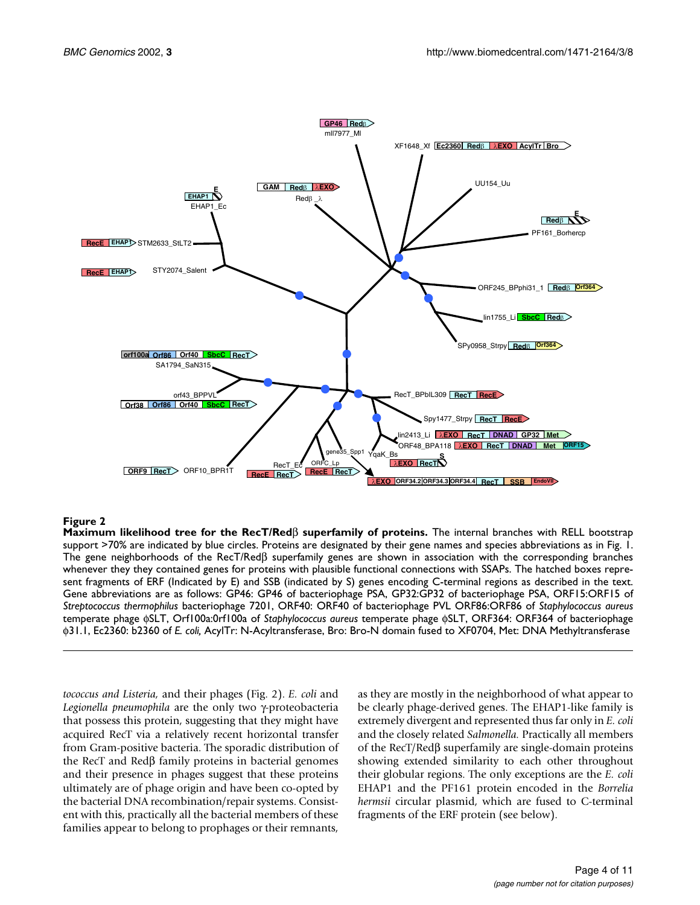**Figure 2**

**Maximum likelihood tree for the RecT/Redβ superfamily of proteins.** The internal branches with RELL bootstrap support >70% are indicated by blue circles. Proteins are designated by their gene names and species abbreviations as in Fig. 1. The gene neighborhoods of the RecT/Redβ superfamily genes are shown in association with the corresponding branches whenever they they contained genes for proteins with plausible functional connections with SSAPs. The hatched boxes represent fragments of ERF (Indicated by E) and SSB (indicated by S) genes encoding C-terminal regions as described in the text. Gene abbreviations are as follows: GP46: GP46 of bacteriophage PSA, GP32:GP32 of bacteriophage PSA, ORF15:ORF15 of *Streptococcus thermophilus* bacteriophage 7201, ORF40: ORF40 of bacteriophage PVL ORF86:ORF86 of *Staphylococcus aureus* temperate phage φSLT, Orf100a:0rf100a of *Staphylococcus aureus* temperate phage φSLT, ORF364: ORF364 of bacteriophage φ31.1, Ec2360: b2360 of *E. coli*, AcylTr: N-Acyltransferase, Bro: Bro-N domain fused to XF0704, Met: DNA Methyltransferase

*tococcus and Listeria,* and their phages (Fig. 2). *E. coli* and *Legionella pneumophila* are the only two γ-proteobacteria that possess this protein, suggesting that they might have acquired RecT via a relatively recent horizontal transfer from Gram-positive bacteria. The sporadic distribution of the RecT and Redβ family proteins in bacterial genomes and their presence in phages suggest that these proteins ultimately are of phage origin and have been co-opted by the bacterial DNA recombination/repair systems. Consistent with this, practically all the bacterial members of these families appear to belong to prophages or their remnants, as they are mostly in the neighborhood of what appear to be clearly phage-derived genes. The EHAP1-like family is extremely divergent and represented thus far only in *E. coli* and the closely related *Salmonella.* Practically all members of the RecT/Redβ superfamily are single-domain proteins showing extended similarity to each other throughout their globular regions. The only exceptions are the *E. coli* EHAP1 and the PF161 protein encoded in the *Borrelia hermsii* circular plasmid, which are fused to C-terminal fragments of the ERF protein (see below).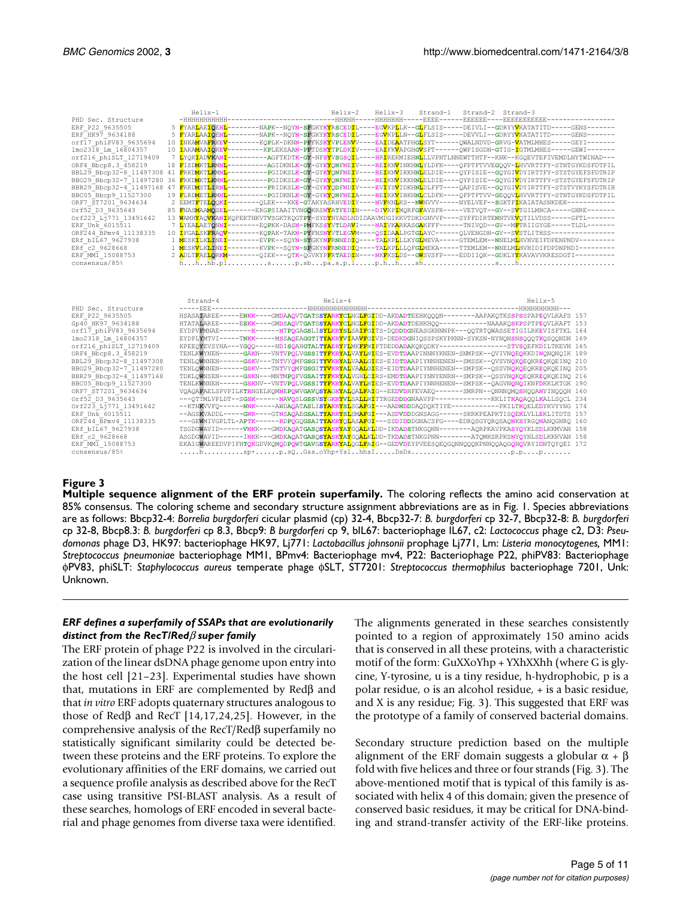```
                          Helix-1                                         Helix-2    Helix-3    Strand-1   Strand-2  Strand-3
PHD Sec. Structure        -HHHHHHHHHHH-------------------------------HHHHH-----HHHHHHH-----EEEE------EEEEEE----EEEEEEEEEEE-----------------
ERF_P22_9635505         5 FYARLAEIQEHL--------NAPK--NQYN-SFGKYKYRSCEDILE---EGVKPLLK--GLFLSIS-----DEIVLI--GDRYYVKATATITD-----GENS-------
ERF_HK97_9634188        5 FYARLAEIQENL--------NAPK--NQYN-SFGKYKYRSCEDILE---EGVKPLLN--GLFLSIS-----DEVVLI--GDRYYVKATATITD-----GENS-------
orf17_phiPV83_9635694  10 INKAMVAFRKEV--------KQPLK-DKNN-PFFKSKYVPLENVV----EAIDEAATPHGLSYT------QWALNDVD-GRVG-VATMLMHES-----GEYI-------
lmo2318_Lm_16804357    10 IAKAMAAIQKEV--------KPLEKSAAN-PFTDSKYTPLDKIV----EAIFKVAPGHGVSFT------QWPISGDN-GTIG-IGTMLMHES-----GEWI-------
orf216_phiSLT_12719409  7 LYQKIADVKANI--------AGFTKDTK-GY-NFSYVSGSQILE---HRIREKMIEHNLLLVPNTLNNEWTTHTF--KNK--KGQEVTEFIVEMDLNYTWINAD---
ORF4_Bbcp8.3_458219    18 FISMKTLRMNL----------AGIDKNLK-GY-GYKYQNFNEIV----REIKNVINKHNLYLDFK----QFPTFTVVEGQQV-LHVVRTTFY-STNTGYKDSFDTPIL
BBL29_Bbcp32-8_11497308 41 FRKMKTLKMNL----------PGIDKSLK-GY-GYKYQNFNEIV----REIKNVIKKHNLELDIE----QYPISIE--GQYGIVDYIRTTFY-STSTGYEFSFDTRIP
BBO29_Bbcp32-7_11497280 36 FRKMKTLKMNL----------PGIDKSLK-GY-GYKYQNFNEIV----REIKNVIKKHNLELDIE----QYPISIE--GQYGIVDYIRTTFY-STSTGYEFSFDTRIP
BBR29_Bbcp32-4_11497168 47 FRKMSTLIRNL----------PRIDKSLK-GY-GYKYQDFNDIV----EVIYSVIDKHNLDLFFT----QAPISVE--GQYGIVDYIRTTFY-STSTVYKYSFDTRIH
BBC05_Bbcp9_11527300   19 FLRMETLRMNL----------PGIDKSLK-GY-GYKYQNFNEIA----REIKKVIBKHNLCLDFK----QFPTFTVV-GEQQVLHVVRTTFY-STNTGYKDSFDTPIL
ORF7_ST7201_9634634     2 EEMTFTELQQKI--------QLEK---KKE-GTAKYASRHVEDIY----NVFKNLKS--NWNVVV------NYELVEF--SGKTFIKAIATASNKDEK-----------
Orf52_D3_9635643       85 FNASMAAMQSEL-------ERGPSIAAITVNGQKRSNYATFEDIN----DIVKPIMQRFGFAVSFR-----VETVQT--GV--SVTGILMHCA-----GHRE-------
Orf223_Lj771_13491642  13 WAMHYAQVKANIKQPEKTHKVTVSGKTKQGTPY-SYDYNYADLNDIDAAVMDGIKKVTDKDGNVVF----SYFFDIRTENNTVEVQTILVDSS-----GFTL-------
ERF_Unk_6015511         7 LYEALAETQNNI--------EQPKK-DASN-PMFKSSYVTLDAVI----NAIVKARKASGAKFFF------TNIVQD--GV--MFTRIIGYGE-----TLDL-------
ORF244_BPmv4_11138335  10 IFGALSKFRAQV--------KQPAK-TAKN-PYFNSNYVTLEGVM----QSIDAALPGTGLAYC------QLVENGDN-GV--SVSTLITHSS---------------
ERF_bIL67_9627938       1 MESKILKLINEI--------EVPK--SQYN-SYGKYNFRNNEDIQ----TALKPLLLKYGLMEVA-----GTEMLEM--NNELMLHVHVEIFDPENPNDV---------
ERf_c2_9628668          1 MESKVLKLINEI--------KVPK--SQYN-SFGKYNFRNNEDIQ----TALKPLLLQFGLMEKA-----TTEMLEM--NNELMLHVHIDIFDPDNPNDI---------
ERF_MM1_15088753        2 ADLTFAELQRKM--------QIEK---QTK-QGVKYPFRTAEDIN----NKFKSLDS--GWSVSFP----EDDIIQK--GDKLYYKAVAVKRESDGTI----------
consensus/85%             h...h..hb.pl..........s.......p.sb...pa.s.p.l......p.h..h.....sh.....................s......h.........................


                          Strand-4                          Helix-4                                                          Helix-5
PHD Sec. Structure        -----EEE----------------------HHHHHHHHHHHHHHHH--------------------------------------------HHHHHHHHHH---
ERF_P22_9635505           HSASAIAREE-----ENKK----GMDAAQVTGATSSYARKYCLNGLFGIDD-AKDADTEEHKQQQN--------AAPAKQTKSSPSPAPEQVLKAFS 157
Gp40_HK97_9634188         HTATALAREE-----ESKK----GMDSAQVTGATSSYARKYCLNGLFGIDD-AKDADTDEHKHQQ-----------NAAAKQSKPSPTPEQVLKAFT 153
orf17_phiPV83_9635694     EYDPVEMNAE--------K------NTPQGAGSLISYLKRYSLSAIFGITS-DQDDDGNEASGKNNNPK---QQTRTQWASSETIGILRKEVISFTKL 164
lmo2318_Lm_16804357       EYDPLYMTVI-----TNKK-----MSSAQEAGGTITYAKRYVIAAVFGIVS-DEDKDGNIQSSPSKYPKNN-SYKSN-NYNQNSNSQQQTKQSQQNDN 169
orf216_phiSLT_12719409    KPEEQYEVSYHA---YGQQ-----NDISQAHGTALTYAERYFLMKFFNIPTDEDDADAKQKQDKY-----------------STVSQEFKDILTKEVN 165
ORF4_Bbcp8.3_458219       TENLKWYNEN------GAKN---VNTVPQLVGSSITFYKRYALVAYLNIES-EVDTDAAPINNNYKNEN-SNMPSK--QVIVNQEQKKDINQNQNQIK 189
BBL29_Bbcp32-8_11497308   TENLQWNNEN------GSKV---TNTVYQMFGSSITYVKRYALVAALGIES-EIDTDAAPIYNNHENEN--SMSSK--QVSVNQKQEQKREQKQEINQ 210
BBO29_Bbcp32-7_11497280   TENLQWNNEN------GSKV---TNTVYQMFGSGITYVKRYALVAALGIES-EIDTDAAPIYNNHENEN--SMPSK--QSSVNQKQEQKREQKQEINQ 205
BBR29_Bbcp32-4_11497168   TDKLQWNSEN------GSKN---MNTMPQFVGSAITYFKRYALVGHLCIRS-EMDTDAAPIYNNYENRN--SMPSK--QSSVNQKQEQKREQKQEINQ 216
BBC05_Bbcp9_11527300      TENLKWNNEN------GSKNV--VNTVPQLVGSSITYFKRYALVAYLNIES-EVDTDAAPIYNNHENEN--SMPSK--QAGVNQNQIKNFDKKLKTGK 190
ORF7_ST7201_9634634       VQAQAFAELSPVPILKTRNGELKQMNEPQWVGAVQSYAGKYALQALFGIG--EEDVDHFEVAEQ--------SMRPN--QNHNQMQSHQQANYINQQQH 160
Orf52_D3_9635643          ---QTTMLVPLDT--SGSK------NAVQSLGSSVSYGKRYVLSALLNITTRGEDDDGNAAVPP--------------KKLITKAQAQQLKALLSQCL 234
Orf223_Lj771_13491642     --KTNKVVFQ------NNK-----AWDAQATASLISYAKRYSLSGAFGI---AADNDDDAQDQKTIYE------------PKILTKQELEDYKVYNYQ 174
ERF_Unk_6015511           --AGSKVADDL-----GNR----GTNSAQAEGSALTYARRYSLSMAFGI---ASDVDDDGNSAGG------SKRKPEAPKTISQEKLVLLEKLITDTS 157
ORF244_BPmv4_11138335     ---GEWMIVGPLTL-APTK------RDPQGQGSAITYAKRYQLASAFGI---SSDIDDDGNACSFG----EDRQSGYQRQSAQNKSYRGQNANQGNRQ 160
ERf_bIL67_9627938         TSGDGWAVID------VNKK----GMDKAQATGASQSYASKYAYGQALKLDD-IKDADSTNKGQNN--------AQRPKAVPKASYQYKLSDLKKMVAN 158
ERf_c2_9628668            ASGDGWAVID------INKK----GMDKAQATGASQSYASKYAYGQALKLDD-TKDADSTNKGPNN--------ATQMKSRPKSNYQYNLSDLKKKVAN 158
ERF_MM1_15088753          EKAIGWAREEDVPIFHTQKGDVKQMQDPQWTGAVGSYARKYALQGLFAIG--GEDVDEYPVEESQEQGQNNQQQKPNNQQAQGQNQVRYIDNTQYQEI 172
consensus/85%             .....b..........sp+......p.sQ..Gss.oYhp+Ysl..hhsI.....DsDs..........................p.p....p.......
```

**Figure 3**

**Multiple sequence alignment of the ERF protein superfamily.** The coloring reflects the amino acid conservation at 85% consensus. The coloring scheme and secondary structure assignment abbreviations are as in Fig. 1. Species abbreviations are as follows: Bbcp32-4: *Borrelia burgdorferi* cicular plasmid (cp) 32-4, Bbcp32-7: *B. burgdorferi* cp 32-7, Bbcp32-8: *B. burgdorferi* cp 32-8, Bbcp8.3: *B. burgdorferi* cp 8.3, Bbcp9: *B burgdorferi* cp 9, bIL67: bacteriophage IL67, c2: *Lactococcus* phage c2, D3: *Pseudomonas* phage D3, HK97: bacteriophage HK97, Lj771: *Lactobacillus johnsonii* prophage Lj771, Lm: *Listeria monocytogenes*, MM1: *Streptococcus pneumoniae* bacteriophage MM1, BPmv4: Bacteriophage mv4, P22: Bacteriophage P22, phiPV83: Bacteriophage φPV83, phiSLT: *Staphylococcus aureus* temperate phage φSLT, ST7201: *Streptococcus thermophilus* bacteriophage 7201, Unk: Unknown.

### *ERF defines a superfamily of SSAPs that are evolutionarily distinct from the RecT/Redβ super family*

The ERF protein of phage P22 is involved in the circularization of the linear dsDNA phage genome upon entry into the host cell [21–23]. Experimental studies have shown that, mutations in ERF are complemented by Redβ and that *in vitro* ERF adopts quaternary structures analogous to those of Redβ and RecT [14,17,24,25]. However, in the comprehensive analysis of the RecT/Redβ superfamily no statistically significant similarity could be detected between these proteins and the ERF proteins. To explore the evolutionary affinities of the ERF domains, we carried out a sequence profile analysis as described above for the RecT case using transitive PSI-BLAST analysis. As a result of these searches, homologs of ERF encoded in several bacterial and phage genomes from diverse taxa were identified.

The alignments generated in these searches consistently pointed to a region of approximately 150 amino acids that is conserved in all these proteins, with a characteristic motif of the form: GuXXoYhp + YXhXXhh (where G is glycine, Y-tyrosine, u is a tiny residue, h-hydrophobic, p is a polar residue, o is an alcohol residue, + is a basic residue, and X is any residue; Fig. 3). This suggested that ERF was the prototype of a family of conserved bacterial domains.

Secondary structure prediction based on the multiple alignment of the ERF domain suggests a globular α + β fold with five helices and three or four strands (Fig. 3). The above-mentioned motif that is typical of this family is associated with helix 4 of this domain; given the presence of conserved basic residues, it may be critical for DNA-binding and strand-transfer activity of the ERF-like proteins.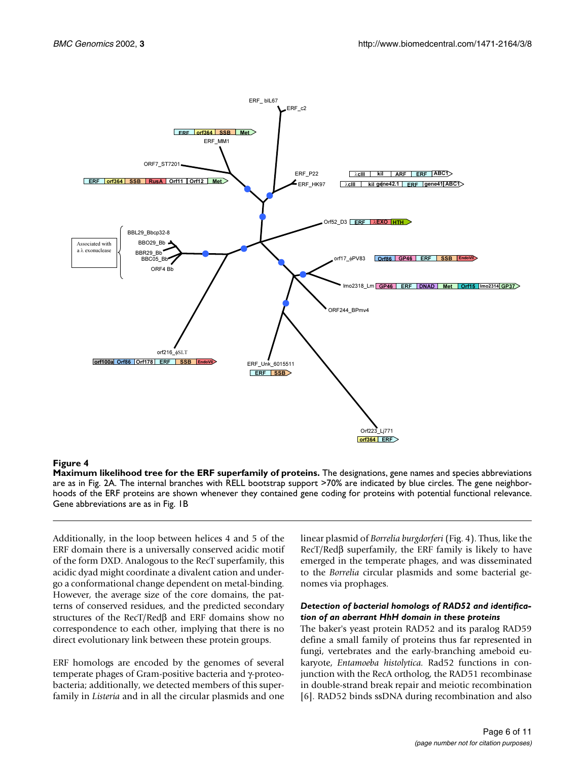**Figure 4**

**Maximum likelihood tree for the ERF superfamily of proteins.** The designations, gene names and species abbreviations are as in Fig. 2A. The internal branches with RELL bootstrap support >70% are indicated by blue circles. The gene neighborhoods of the ERF proteins are shown whenever they contained gene coding for proteins with potential functional relevance. Gene abbreviations are as in Fig. 1B

Additionally, in the loop between helices 4 and 5 of the ERF domain there is a universally conserved acidic motif of the form DXD. Analogous to the RecT superfamily, this acidic dyad might coordinate a divalent cation and undergo a conformational change dependent on metal-binding. However, the average size of the core domains, the patterns of conserved residues, and the predicted secondary structures of the RecT/Redβ and ERF domains show no correspondence to each other, implying that there is no direct evolutionary link between these protein groups.

ERF homologs are encoded by the genomes of several temperate phages of Gram-positive bacteria and γ-proteobacteria; additionally, we detected members of this superfamily in *Listeria* and in all the circular plasmids and one linear plasmid of *Borrelia burgdorferi* (Fig. 4). Thus, like the RecT/Redβ superfamily, the ERF family is likely to have emerged in the temperate phages, and was disseminated to the *Borrelia* circular plasmids and some bacterial genomes via prophages.

### *Detection of bacterial homologs of RAD52 and identification of an aberrant HhH domain in these proteins*

The baker's yeast protein RAD52 and its paralog RAD59 define a small family of proteins thus far represented in fungi, vertebrates and the early-branching ameboid eukaryote, *Entamoeba histolytica.* Rad52 functions in conjunction with the RecA ortholog, the RAD51 recombinase in double-strand break repair and meiotic recombination [6]. RAD52 binds ssDNA during recombination and also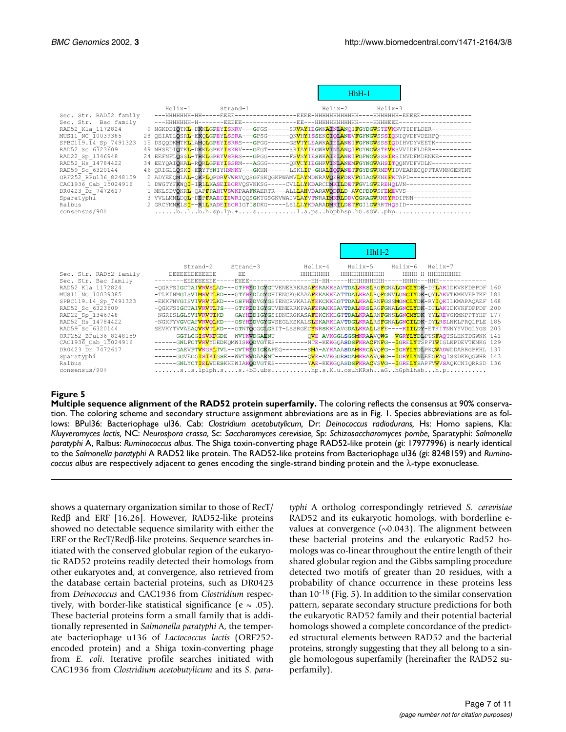```
                                                                              HhH-1

                        Helix-1         Strand-1                        Helix-2        Helix-3
Sec. Str. RAD52 family  ---HHHHHHH-HH-----EEEE-----------------EEEE-HHHHHHHHHHHH----HHHHHHH-EEEEE-------------
Sec. Str.  Bac family   ---HHHHHHH-H-------EEEEE---------------EE---HHHHHHHHHHHH----HHHHEEE--------------------
RAD52_Kla_1172824      9 NGKDDIQTKL-DKKLGPEYISKRV---GFGS------SRVAYIEGWKAINLANQIFGYDGWSTEVKNVTIDFLDER-----------
MUS11_NC_10039385     28 QEIATLQSRL-EKQLGPEYLSSRA---GPSG------QKVHYISSEKCIQLANEVFGFNGWSSSIQNIQVDFVDEHPQ---------
SPBC119.14_Sp_7491323 15 DSQQDKMTKLLAMQLGPEYISRRS---GPGG------GSVTYLEAWKAIELANEIFGFNGWSSSIQDIHVDYVEETK----------
RAD52_Sc_6323609      49 NHSEDIQTKL-DKKLGPEYISKRV---GFGT------SRIAYIEGWRVINLANQIFGYNGWSTEVKSVVIDFLDER-----------
RAD22_Sp_1346948      24 EEFNFLQSSL-TRKLGPEYVSRRS---GPGG------FSVSYIESWKAIELANEIFGFNGWSSSIRSINVDFMDENKE---------
RAD52_Hs_14784422     34 EEYQAIQKAL-RQRLGPEYISSRM---AGGG------QKVCYIEGHRVINLANEMFGYNGWAHSITQQNVDFVDLN-----------
RAD59_Sc_6320144      46 QRIGLLQSKI-ERYTYNIYHNNKY---GKHN------LSKLIP-GHALIQFANETFGYDGWRMDVIDVEARECQPFTAVNNGENTNT
ORF252_BPul36_8248159  2 ADYEEQMLAL-QKPLQPDRVVWRVQQSGFSKQGKPWAMVLAYMDNRAVQERFDEVFGIAGWKNEFKTAPD-----------------
CAC1936_Cab_15024916   1 DWGTYFKWQI-IRLLKASEIECRVQSVKKSG-----CVLLLYKDARCVMKILDETFGVLGWEREHQLVN------------------
DR0423_Dr_7472617      1 MKLSDVQKRL-QAPFFAHTVSWKPAAFNAERTR---ALLLAHVDARAVQDRLD-AVCPDDWSFEMEVVS------------------
Sparatyphi             3 VVLLMNLDQL-DEPFAAEDIEWRIQQSGKTGSGKVWAIVLAYVTNRAIMKRLDDVCGKAGWRNEYRDIPNN----------------
Ralbus                 2 GRCYMNKLSI--RLLRADEIECRIGTISDKG-----LSLLLYKDARADMKILDETFGILGWRRTHQSID------------------
consensus/90%            ......b..l..b.h.sp.lp.+....s...........l.a.ps..hbpbhsp.hG.sGW..php.....................

                                                                          HhH-2

                         Strand-2      Strand-3              Helix-4     Helix-5       Helix-6   Helix-7
Sec. Str. RAD52 family  ----EEEEEEEEEEEE------EE---------------HHHHHHHH---HHHHHHHHHHHHH-----HHHH-H-HHHHHHHHH-------
Sec. Str.  Bac family   --------EEEEEEEEE-----EEEE----------------HH-HH-----HHHHHHHHHH-----HHHH---HHH------------
RAD52_Kla_1172824       -QGRFSIGCTAIVRVSLAD---GTFREDIGYGTVENERRKASAFERAKKSAVTDALKRSLRGFGNALGNCLYDK-DFLAKIDKVKFDPPDF 160
MUS11_NC_10039385       -TLKINMGISVIMRVTLRD---GTYHEDLGYGHIENCKGKAAAFEKAKKEATTDALKRALRQFGNVLGNCIYDK-QYLAKVTKMKVEPTKF 181
SPBC119.14_Sp_7491323   -EKKFNVGISVIVRVTLKD---GSFHEDVGYGSIENCRVKALAYEKCKKEGTTDALKRALRNFGSSMGNCLYDK-RYIQKILKMAPAQAEF 168
RAD52_Sc_6323609        -QGKFSIGCTAIVRVTLTS---GTYREDIGYGTVENERRKPAAFERAKKSAVTDALKRSLRGFGNALGNCLYDK-DFLAKIDKVKFDPPDF 200
RAD22_Sp_1346948        -NGRISLGLSVIVRVTIKD---GAYHEDIGYGSIDNCRGKASAFEKCKKEGTTDALKRALRNFGNSLGNCMYDK-YYLREVGKMKPPTYHF 177
RAD52_Hs_14784422       -NGKFYVGVCAFVRVQLKD---GSYHEDVGYGVSEGLKSKALSLEKARKEAVTDGLKRALRSFGNALGNCILDK-DYLRSLNKLPRQLPLE 185
RAD59_Sc_6320144        SEVKYTVVAEAQVKVTLKD---GTNTQCGGLGRIT-LSSRGECYNRSKKEAVGDALKKALLSFE----KIILDY-ETKITNNYYVDGLYGS 203
ORF252_BPul36_8248159   ------GGTLCGISVKFGDE--WVTKWDGAENT---------QVE-AVKGGLSGSMKRAAVQWG--VGRYLYDLPTSFAQTSLEKTDGWNK 141
CAC1936_Cab_15024916    ------GNLFCTVRVYDEDKQMWISKQDVGTES---------NTE-KEKGQASDSFKRACFNFG--IGRELYTSPFIWIGLKPDEVTENKG 129
DR0423_Dr_7472617       ------GAEVPTVKGRLTVL--GVTREDIGEAPEG-------SMA-AYKAAASDAMKRCAVQFG--IGRYLYDLPKQWADWDDARRGPKHL 137
Sparatyphi              ------GGVECGISIKIGSE--WVTKWDAAENT---------QVE-AVKGGRSGAMKRAAVQWG--IGRYLYNLEEGFAQISSDKKQGWHR 143
Ralbus                  ------GNLYCTIELWDESKHEWIAKQDVGTES---------YAE-KEKGQASDSFKRACVSVG--IGRELYSAPFVWVSAQKCNIQRRSD 136
consensus/90%           .......s..s.lplph.s....s.+bD.ubs...........hp.s.K.u.osuhKRsh..aG..hGphlhsb...h.p...........
```

**Figure 5**

**Multiple sequence alignment of the RAD52 protein superfamily.** The coloring reflects the consensus at 90% conservation. The coloring scheme and secondary structure assignment abbreviations are as in Fig. 1. Species abbreviations are as follows: BPul36: Bacteriophage ul36. Cab: *Clostridium acetobutylicum*, Dr: *Deinococcus radiodurans*, Hs: Homo sapiens, Kla: *Kluyveromyces lactis*, NC: *Neurospora crassa*, Sc: *Saccharomyces cerevisiae*, Sp: *Schizosaccharomyces pombe*, Sparatyphi: *Salmonella paratyphi* A, Ralbus: *Ruminococcus albus.* The Shiga toxin-converting phage RAD52-like protein (gi: 17977996) is nearly identical to the *Salmonella paratyphi* A RAD52 like protein. The RAD52-like proteins from Bacteriophage ul36 (gi: 8248159) and *Ruminococcus albus* are respectively adjacent to genes encoding the single-strand binding protein and the λ-type exonuclease.

shows a quaternary organization similar to those of RecT/Redβ and ERF [16,26]. However, RAD52-like proteins showed no detectable sequence similarity with either the ERF or the RecT/Redβ-like proteins. Sequence searches initiated with the conserved globular region of the eukaryotic RAD52 proteins readily detected their homologs from other eukaryotes and, at convergence, also retrieved from the database certain bacterial proteins, such as DR0423 from *Deinococcus* and CAC1936 from *Clostridium* respectively, with border-like statistical significance ($e \sim .05$). These bacterial proteins form a small family that is additionally represented in *Salmonella paratyphi* A, the temperate bacteriophage u136 of *Lactococcus lactis* (ORF252-encoded protein) and a Shiga toxin-converting phage from *E. coli*. Iterative profile searches initiated with CAC1936 from *Clostridium acetobutylicum* and its *S. paratyphi* A ortholog correspondingly retrieved *S. cerevisiae* RAD52 and its eukaryotic homologs, with borderline e-values at convergence (~0.043). The alignment between these bacterial proteins and the eukaryotic Rad52 homologs was co-linear throughout the entire length of their shared globular region and the Gibbs sampling procedure detected two motifs of greater than 20 residues, with a probability of chance occurrence in these proteins less than $10^{-18}$ (Fig. 5). In addition to the similar conservation pattern, separate secondary structure predictions for both the eukaryotic RAD52 family and their potential bacterial homologs showed a complete concordance of the predicted structural elements between RAD52 and the bacterial proteins, strongly suggesting that they all belong to a single homologous superfamily (hereinafter the RAD52 superfamily).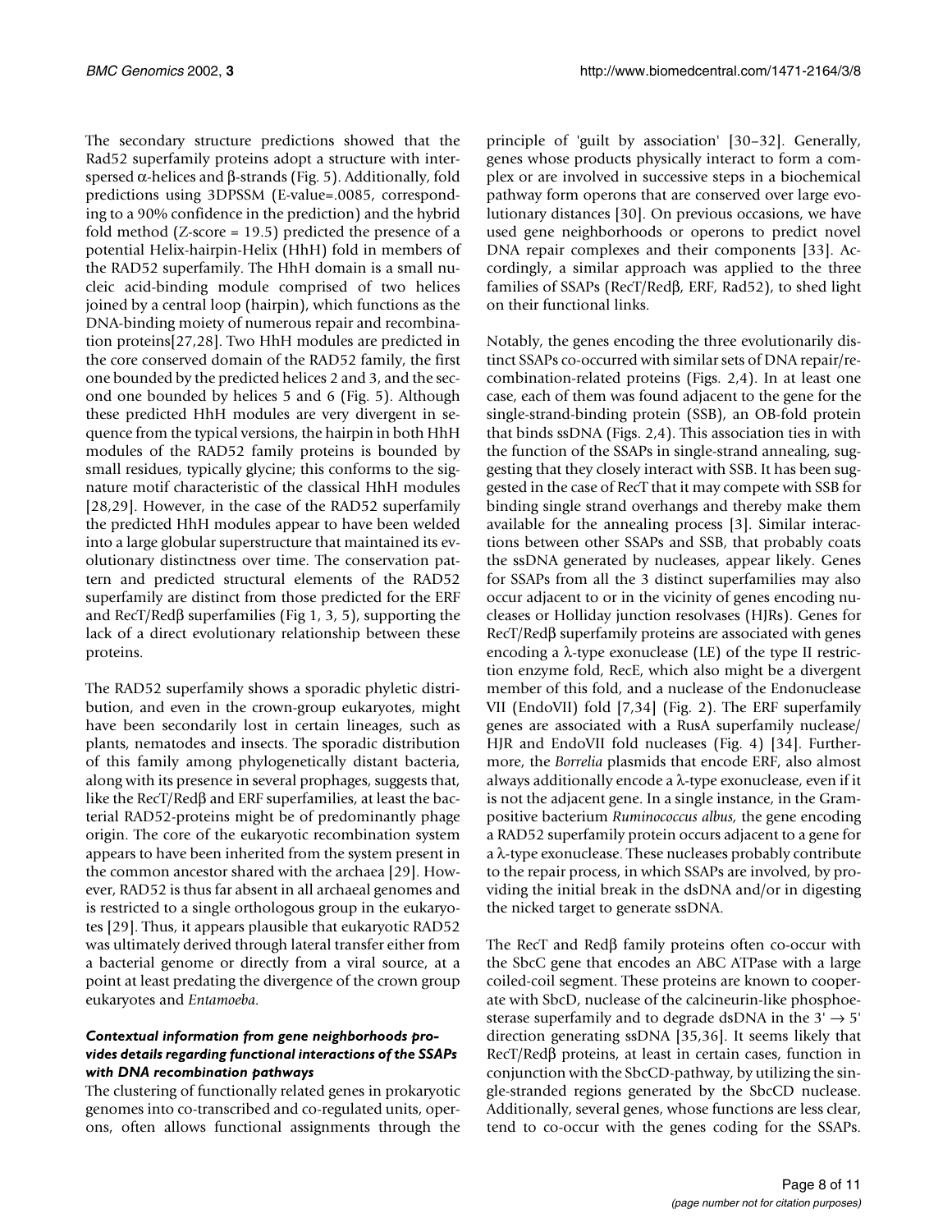The secondary structure predictions showed that the Rad52 superfamily proteins adopt a structure with interspersed α-helices and β-strands (Fig. 5). Additionally, fold predictions using 3DPSSM (E-value=.0085, corresponding to a 90% confidence in the prediction) and the hybrid fold method (Z-score = 19.5) predicted the presence of a potential Helix-hairpin-Helix (HhH) fold in members of the RAD52 superfamily. The HhH domain is a small nucleic acid-binding module comprised of two helices joined by a central loop (hairpin), which functions as the DNA-binding moiety of numerous repair and recombination proteins[27,28]. Two HhH modules are predicted in the core conserved domain of the RAD52 family, the first one bounded by the predicted helices 2 and 3, and the second one bounded by helices 5 and 6 (Fig. 5). Although these predicted HhH modules are very divergent in sequence from the typical versions, the hairpin in both HhH modules of the RAD52 family proteins is bounded by small residues, typically glycine; this conforms to the signature motif characteristic of the classical HhH modules [28,29]. However, in the case of the RAD52 superfamily the predicted HhH modules appear to have been welded into a large globular superstructure that maintained its evolutionary distinctness over time. The conservation pattern and predicted structural elements of the RAD52 superfamily are distinct from those predicted for the ERF and RecT/Redβ superfamilies (Fig 1, 3, 5), supporting the lack of a direct evolutionary relationship between these proteins.

The RAD52 superfamily shows a sporadic phyletic distribution, and even in the crown-group eukaryotes, might have been secondarily lost in certain lineages, such as plants, nematodes and insects. The sporadic distribution of this family among phylogenetically distant bacteria, along with its presence in several prophages, suggests that, like the RecT/Redβ and ERF superfamilies, at least the bacterial RAD52-proteins might be of predominantly phage origin. The core of the eukaryotic recombination system appears to have been inherited from the system present in the common ancestor shared with the archaea [29]. However, RAD52 is thus far absent in all archaeal genomes and is restricted to a single orthologous group in the eukaryotes [29]. Thus, it appears plausible that eukaryotic RAD52 was ultimately derived through lateral transfer either from a bacterial genome or directly from a viral source, at a point at least predating the divergence of the crown group eukaryotes and *Entamoeba*.

#### *Contextual information from gene neighborhoods provides details regarding functional interactions of the SSAPs with DNA recombination pathways*

The clustering of functionally related genes in prokaryotic genomes into co-transcribed and co-regulated units, operons, often allows functional assignments through the principle of 'guilt by association' [30–32]. Generally, genes whose products physically interact to form a complex or are involved in successive steps in a biochemical pathway form operons that are conserved over large evolutionary distances [30]. On previous occasions, we have used gene neighborhoods or operons to predict novel DNA repair complexes and their components [33]. Accordingly, a similar approach was applied to the three families of SSAPs (RecT/Redβ, ERF, Rad52), to shed light on their functional links.

Notably, the genes encoding the three evolutionarily distinct SSAPs co-occurred with similar sets of DNA repair/recombination-related proteins (Figs. 2,4). In at least one case, each of them was found adjacent to the gene for the single-strand-binding protein (SSB), an OB-fold protein that binds ssDNA (Figs. 2,4). This association ties in with the function of the SSAPs in single-strand annealing, suggesting that they closely interact with SSB. It has been suggested in the case of RecT that it may compete with SSB for binding single strand overhangs and thereby make them available for the annealing process [3]. Similar interactions between other SSAPs and SSB, that probably coats the ssDNA generated by nucleases, appear likely. Genes for SSAPs from all the 3 distinct superfamilies may also occur adjacent to or in the vicinity of genes encoding nucleases or Holliday junction resolvases (HJRs). Genes for RecT/Redβ superfamily proteins are associated with genes encoding a λ-type exonuclease (LE) of the type II restriction enzyme fold, RecE, which also might be a divergent member of this fold, and a nuclease of the Endonuclease VII (EndoVII) fold [7,34] (Fig. 2). The ERF superfamily genes are associated with a RusA superfamily nuclease/HJR and EndoVII fold nucleases (Fig. 4) [34]. Furthermore, the *Borrelia* plasmids that encode ERF, also almost always additionally encode a λ-type exonuclease, even if it is not the adjacent gene. In a single instance, in the Gram-positive bacterium *Ruminococcus albus*, the gene encoding a RAD52 superfamily protein occurs adjacent to a gene for a λ-type exonuclease. These nucleases probably contribute to the repair process, in which SSAPs are involved, by providing the initial break in the dsDNA and/or in digesting the nicked target to generate ssDNA.

The RecT and Redβ family proteins often co-occur with the SbcC gene that encodes an ABC ATPase with a large coiled-coil segment. These proteins are known to cooperate with SbcD, nuclease of the calcineurin-like phosphoesterase superfamily and to degrade dsDNA in the 3' → 5' direction generating ssDNA [35,36]. It seems likely that RecT/Redβ proteins, at least in certain cases, function in conjunction with the SbcCD-pathway, by utilizing the single-stranded regions generated by the SbcCD nuclease. Additionally, several genes, whose functions are less clear, tend to co-occur with the genes coding for the SSAPs.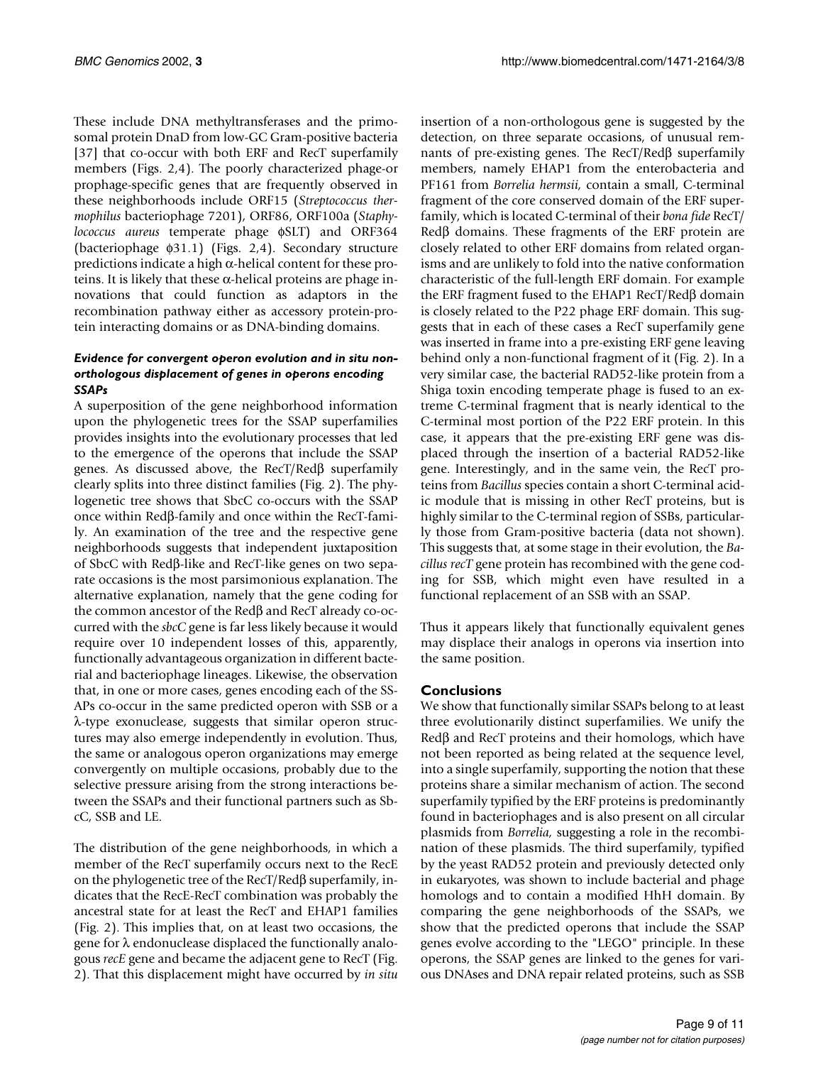These include DNA methyltransferases and the primosomal protein DnaD from low-GC Gram-positive bacteria [37] that co-occur with both ERF and RecT superfamily members (Figs. 2,4). The poorly characterized phage-or prophage-specific genes that are frequently observed in these neighborhoods include ORF15 (*Streptococcus thermophilus* bacteriophage 7201), ORF86, ORF100a (*Staphylococcus aureus* temperate phage ϕSLT) and ORF364 (bacteriophage ϕ31.1) (Figs. 2,4). Secondary structure predictions indicate a high α-helical content for these proteins. It is likely that these α-helical proteins are phage innovations that could function as adaptors in the recombination pathway either as accessory protein-protein interacting domains or as DNA-binding domains.

#### *Evidence for convergent operon evolution and in situ non-orthologous displacement of genes in operons encoding SSAPs*

A superposition of the gene neighborhood information upon the phylogenetic trees for the SSAP superfamilies provides insights into the evolutionary processes that led to the emergence of the operons that include the SSAP genes. As discussed above, the RecT/Redβ superfamily clearly splits into three distinct families (Fig. 2). The phylogenetic tree shows that SbcC co-occurs with the SSAP once within Redβ-family and once within the RecT-family. An examination of the tree and the respective gene neighborhoods suggests that independent juxtaposition of SbcC with Redβ-like and RecT-like genes on two separate occasions is the most parsimonious explanation. The alternative explanation, namely that the gene coding for the common ancestor of the Redβ and RecT already co-occurred with the *sbcC* gene is far less likely because it would require over 10 independent losses of this, apparently, functionally advantageous organization in different bacterial and bacteriophage lineages. Likewise, the observation that, in one or more cases, genes encoding each of the SSAPs co-occur in the same predicted operon with SSB or a λ-type exonuclease, suggests that similar operon structures may also emerge independently in evolution. Thus, the same or analogous operon organizations may emerge convergently on multiple occasions, probably due to the selective pressure arising from the strong interactions between the SSAPs and their functional partners such as SbcC, SSB and LE.

The distribution of the gene neighborhoods, in which a member of the RecT superfamily occurs next to the RecE on the phylogenetic tree of the RecT/Redβ superfamily, indicates that the RecE-RecT combination was probably the ancestral state for at least the RecT and EHAP1 families (Fig. 2). This implies that, on at least two occasions, the gene for λ endonuclease displaced the functionally analogous *recE* gene and became the adjacent gene to RecT (Fig. 2). That this displacement might have occurred by *in situ* insertion of a non-orthologous gene is suggested by the detection, on three separate occasions, of unusual remnants of pre-existing genes. The RecT/Redβ superfamily members, namely EHAP1 from the enterobacteria and PF161 from *Borrelia hermsii*, contain a small, C-terminal fragment of the core conserved domain of the ERF superfamily, which is located C-terminal of their *bona fide* RecT/Redβ domains. These fragments of the ERF protein are closely related to other ERF domains from related organisms and are unlikely to fold into the native conformation characteristic of the full-length ERF domain. For example the ERF fragment fused to the EHAP1 RecT/Redβ domain is closely related to the P22 phage ERF domain. This suggests that in each of these cases a RecT superfamily gene was inserted in frame into a pre-existing ERF gene leaving behind only a non-functional fragment of it (Fig. 2). In a very similar case, the bacterial RAD52-like protein from a Shiga toxin encoding temperate phage is fused to an extreme C-terminal fragment that is nearly identical to the C-terminal most portion of the P22 ERF protein. In this case, it appears that the pre-existing ERF gene was displaced through the insertion of a bacterial RAD52-like gene. Interestingly, and in the same vein, the RecT proteins from *Bacillus* species contain a short C-terminal acidic module that is missing in other RecT proteins, but is highly similar to the C-terminal region of SSBs, particularly those from Gram-positive bacteria (data not shown). This suggests that, at some stage in their evolution, the *Bacillus recT* gene protein has recombined with the gene coding for SSB, which might even have resulted in a functional replacement of an SSB with an SSAP.

Thus it appears likely that functionally equivalent genes may displace their analogs in operons via insertion into the same position.

## Conclusions

We show that functionally similar SSAPs belong to at least three evolutionarily distinct superfamilies. We unify the Redβ and RecT proteins and their homologs, which have not been reported as being related at the sequence level, into a single superfamily, supporting the notion that these proteins share a similar mechanism of action. The second superfamily typified by the ERF proteins is predominantly found in bacteriophages and is also present on all circular plasmids from *Borrelia*, suggesting a role in the recombination of these plasmids. The third superfamily, typified by the yeast RAD52 protein and previously detected only in eukaryotes, was shown to include bacterial and phage homologs and to contain a modified HhH domain. By comparing the gene neighborhoods of the SSAPs, we show that the predicted operons that include the SSAP genes evolve according to the "LEGO" principle. In these operons, the SSAP genes are linked to the genes for various DNAses and DNA repair related proteins, such as SSB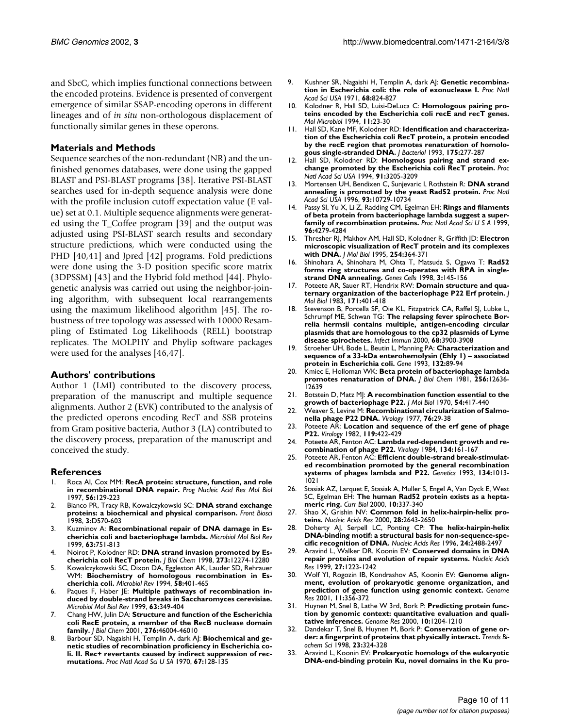and SbcC, which implies functional connections between the encoded proteins. Evidence is presented of convergent emergence of similar SSAP-encoding operons in different lineages and of *in situ* non-orthologous displacement of functionally similar genes in these operons.

## Materials and Methods

Sequence searches of the non-redundant (NR) and the unfinished genomes databases, were done using the gapped BLAST and PSI-BLAST programs [38]. Iterative PSI-BLAST searches used for in-depth sequence analysis were done with the profile inclusion cutoff expectation value (E value) set at 0.1. Multiple sequence alignments were generated using the T_Coffee program [39] and the output was adjusted using PSI-BLAST search results and secondary structure predictions, which were conducted using the PHD [40,41] and Jpred [42] programs. Fold predictions were done using the 3-D position specific score matrix (3DPSSM) [43] and the Hybrid fold method [44]. Phylogenetic analysis was carried out using the neighbor-joining algorithm, with subsequent local rearrangements using the maximum likelihood algorithm [45]. The robustness of tree topology was assessed with 10000 Resampling of Estimated Log Likelihoods (RELL) bootstrap replicates. The MOLPHY and Phylip software packages were used for the analyses [46,47].

## Authors' contributions

Author 1 (LMI) contributed to the discovery process, preparation of the manuscript and multiple sequence alignments. Author 2 (EVK) contributed to the analysis of the predicted operons encoding RecT and SSB proteins from Gram positive bacteria, Author 3 (LA) contributed to the discovery process, preparation of the manuscript and conceived the study.

## References

1. Roca AI, Cox MM: **RecA protein: structure, function, and role in recombinational DNA repair.** *Prog Nucleic Acid Res Mol Biol* 1997, **56:**129-223
2. Bianco PR, Tracy RB, Kowalczykowski SC: **DNA strand exchange proteins: a biochemical and physical comparison.** *Front Biosci* 1998, **3:**D570-603
3. Kuzminov A: **Recombinational repair of DNA damage in Escherichia coli and bacteriophage lambda.** *Microbiol Mol Biol Rev* 1999, **63:**751-813
4. Noirot P, Kolodner RD: **DNA strand invasion promoted by Escherichia coli RecT protein.** *J Biol Chem* 1998, **273:**12274-12280
5. Kowalczykowski SC, Dixon DA, Eggleston AK, Lauder SD, Rehrauer WM: **Biochemistry of homologous recombination in Escherichia coli.** *Microbiol Rev* 1994, **58:**401-465
6. Paques F, Haber JE: **Multiple pathways of recombination induced by double-strand breaks in Saccharomyces cerevisiae.** *Microbiol Mol Biol Rev* 1999, **63:**349-404
7. Chang HW, Julin DA: **Structure and function of the Escherichia coli RecE protein, a member of the RecB nuclease domain family.** *J Biol Chem* 2001, **276:**46004-46010
8. Barbour SD, Nagaishi H, Templin A, dark AJ: **Biochemical and genetic studies of recombination proficiency in Escherichia coli. II. Rec+ revertants caused by indirect suppression of rec-mutations.** *Proc Natl Acad Sci U SA* 1970, **67:**128-135
9. Kushner SR, Nagaishi H, Templin A, dark AJ: **Genetic recombination in Escherichia coli: the role of exonuclease I.** *Proc Natl Acad Sci USA* 1971, **68:**824-827
10. Kolodner R, Hall SD, Luisi-DeLuca C: **Homologous pairing proteins encoded by the Escherichia coli recE and recT genes.** *Mol Microbiol* 1994, **11:**23-30
11. Hall SD, Kane MF, Kolodner RD: **Identification and characterization of the Escherichia coli RecT protein, a protein encoded by the recE region that promotes renaturation of homologous single-stranded DNA.** *J Bacteriol* 1993, **175:**277-287
12. Hall SD, Kolodner RD: **Homologous pairing and strand exchange promoted by the Escherichia coli RecT protein.** *Proc Natl Acad Sci USA* 1994, **91:**3205-3209
13. Mortensen UH, Bendixen C, Sunjevaric I, Rothstein R: **DNA strand annealing is promoted by the yeast Rad52 protein.** *Proc Natl Acad Sci USA* 1996, **93:**10729-10734
14. Passy SI, Yu X, Li Z, Radding CM, Egelman EH: **Rings and filaments of beta protein from bacteriophage lambda suggest a superfamily of recombination proteins.** *Proc Natl Acad Sci U S A* 1999, **96:**4279-4284
15. Thresher RJ, Makhov AM, Hall SD, Kolodner R, Griffith JD: **Electron microscopic visualization of RecT protein and its complexes with DNA.** *J Mol Biol* 1995, **254:**364-371
16. Shinohara A, Shinohara M, Ohta T, Matsuda S, Ogawa T: **Rad52 forms ring structures and co-operates with RPA in single-strand DNA annealing.** *Genes Cells* 1998, **3:**145-156
17. Poteete AR, Sauer RT, Hendrix RW: **Domain structure and quaternary organization of the bacteriophage P22 Erf protein.** *J Mol Biol* 1983, **171:**401-418
18. Stevenson B, Porcella SF, Oie KL, Fitzpatrick CA, Raffel SJ, Lubke L, Schrumpf ME, Schwan TG: **The relapsing fever spirochete Borrelia hermsii contains multiple, antigen-encoding circular plasmids that are homologous to the cp32 plasmids of Lyme disease spirochetes.** *Infect Immun* 2000, **68:**3900-3908
19. Stroeher UH, Bode L, Beutin L, Manning PA: **Characterization and sequence of a 33-kDa enterohemolysin (Ehly 1) – associated protein in Escherichia coli.** *Gene* 1993, **132:**89-94
20. Kmiec E, Holloman WK: **Beta protein of bacteriophage lambda promotes renaturation of DNA.** *J Biol Chem* 1981, **256:**12636-12639
21. Botstein D, Matz MJ: **A recombination function essential to the growth of bacteriophage P22.** *J Mol Biol* 1970, **54:**417-440
22. Weaver S, Levine M: **Recombinational circularization of Salmonella phage P22 DNA.** *Virology* 1977, **76:**29-38
23. Poteete AR: **Location and sequence of the erf gene of phage P22.** *Virology* 1982, **119:**422-429
24. Poteete AR, Fenton AC: **Lambda red-dependent growth and recombination of phage P22.** *Virology* 1984, **134:**161-167
25. Poteete AR, Fenton AC: **Efficient double-strand break-stimulated recombination promoted by the general recombination systems of phages lambda and P22.** *Genetics* 1993, **134:**1013-1021
26. Stasiak AZ, Larquet E, Stasiak A, Muller S, Engel A, Van Dyck E, West SC, Egelman EH: **The human Rad52 protein exists as a heptameric ring.** *Curr Biol* 2000, **10:**337-340
27. Shao X, Grishin NV: **Common fold in helix-hairpin-helix proteins.** *Nucleic Acids Res* 2000, **28:**2643-2650
28. Doherty AJ, Serpell LC, Ponting CP: **The helix-hairpin-helix DNA-binding motif: a structural basis for non-sequence-specific recognition of DNA.** *Nucleic Acids Res* 1996, **24:**2488-2497
29. Aravind L, Walker DR, Koonin EV: **Conserved domains in DNA repair proteins and evolution of repair systems.** *Nucleic Acids Res* 1999, **27:**1223-1242
30. Wolf YI, Rogozin IB, Kondrashov AS, Koonin EV: **Genome alignment, evolution of prokaryotic genome organization, and prediction of gene function using genomic context.** *Genome Res* 2001, **11:**356-372
31. Huynen M, Snel B, Lathe W 3rd, Bork P: **Predicting protein function by genomic context: quantitative evaluation and qualitative inferences.** *Genome Res* 2000, **10:**1204-1210
32. Dandekar T, Snel B, Huynen M, Bork P: **Conservation of gene order: a fingerprint of proteins that physically interact.** *Trends Biochem Sci* 1998, **23:**324-328
33. Aravind L, Koonin EV: **Prokaryotic homologs of the eukaryotic DNA-end-binding protein Ku, novel domains in the Ku pro-**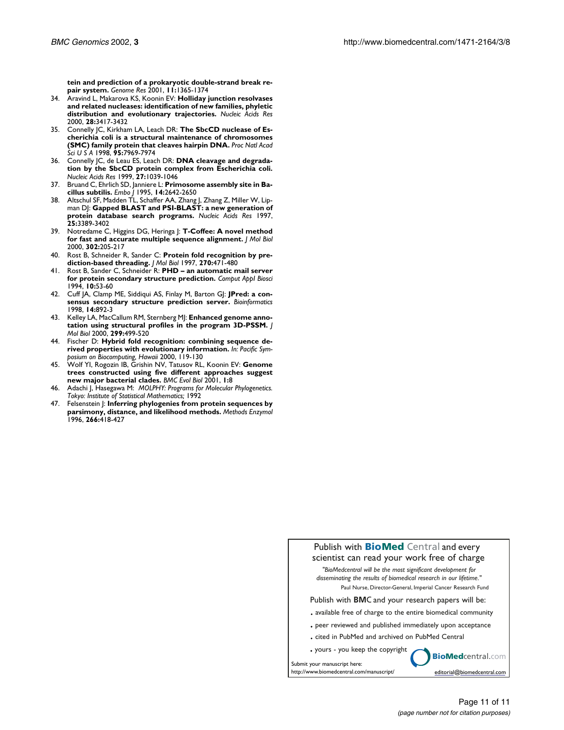tein and prediction of a prokaryotic double-strand break repair system. *Genome Res* 2001, **11:**1365-1374

34. Aravind L, Makarova KS, Koonin EV: **Holliday junction resolvases and related nucleases: identification of new families, phyletic distribution and evolutionary trajectories.** *Nucleic Acids Res* 2000, **28:**3417-3432
35. Connelly JC, Kirkham LA, Leach DR: **The SbcCD nuclease of Escherichia coli is a structural maintenance of chromosomes (SMC) family protein that cleaves hairpin DNA.** *Proc Natl Acad Sci U S A* 1998, **95:**7969-7974
36. Connelly JC, de Leau ES, Leach DR: **DNA cleavage and degradation by the SbcCD protein complex from Escherichia coli.** *Nucleic Acids Res* 1999, **27:**1039-1046
37. Bruand C, Ehrlich SD, Janniere L: **Primosome assembly site in Bacillus subtilis.** *Embo J* 1995, **14:**2642-2650
38. Altschul SF, Madden TL, Schaffer AA, Zhang J, Zhang Z, Miller W, Lipman DJ: **Gapped BLAST and PSI-BLAST: a new generation of protein database search programs.** *Nucleic Acids Res* 1997, **25:**3389-3402
39. Notredame C, Higgins DG, Heringa J: **T-Coffee: A novel method for fast and accurate multiple sequence alignment.** *J Mol Biol* 2000, **302:**205-217
40. Rost B, Schneider R, Sander C: **Protein fold recognition by prediction-based threading.** *J Mol Biol* 1997, **270:**471-480
41. Rost B, Sander C, Schneider R: **PHD – an automatic mail server for protein secondary structure prediction.** *Comput Appl Biosci* 1994, **10:**53-60
42. Cuff JA, Clamp ME, Siddiqui AS, Finlay M, Barton GJ: **JPred: a consensus secondary structure prediction server.** *Bioinformatics* 1998, **14:**892-3
43. Kelley LA, MacCallum RM, Sternberg MJ: **Enhanced genome annotation using structural profiles in the program 3D-PSSM.** *J Mol Biol* 2000, **299:**499-520
44. Fischer D: **Hybrid fold recognition: combining sequence derived properties with evolutionary information.** *In: Pacific Symposium on Biocomputing, Hawaii* 2000, 119-130
45. Wolf YI, Rogozin IB, Grishin NV, Tatusov RL, Koonin EV: **Genome trees constructed using five different approaches suggest new major bacterial clades.** *BMC Evol Biol* 2001, **1:**8
46. Adachi J, Hasegawa M: *MOLPHY: Programs for Molecular Phylogenetics. Tokyo: Institute of Statistical Mathematics;* 1992
47. Felsenstein J: **Inferring phylogenies from protein sequences by parsimony, distance, and likelihood methods.** *Methods Enzymol* 1996, **266:**418-427

Publish with **BioMed** Central and every scientist can read your work free of charge

*"BioMedcentral will be the most significant development for disseminating the results of biomedical research in our lifetime."*
Paul Nurse, Director-General, Imperial Cancer Research Fund

Publish with **BMC** and your research papers will be:

- available free of charge to the entire biomedical community
- peer reviewed and published immediately upon acceptance
- cited in PubMed and archived on PubMed Central
- yours - you keep the copyright

**BioMed**central.com

Submit your manuscript here:
http://www.biomedcentral.com/manuscript/

editorial@biomedcentral.com